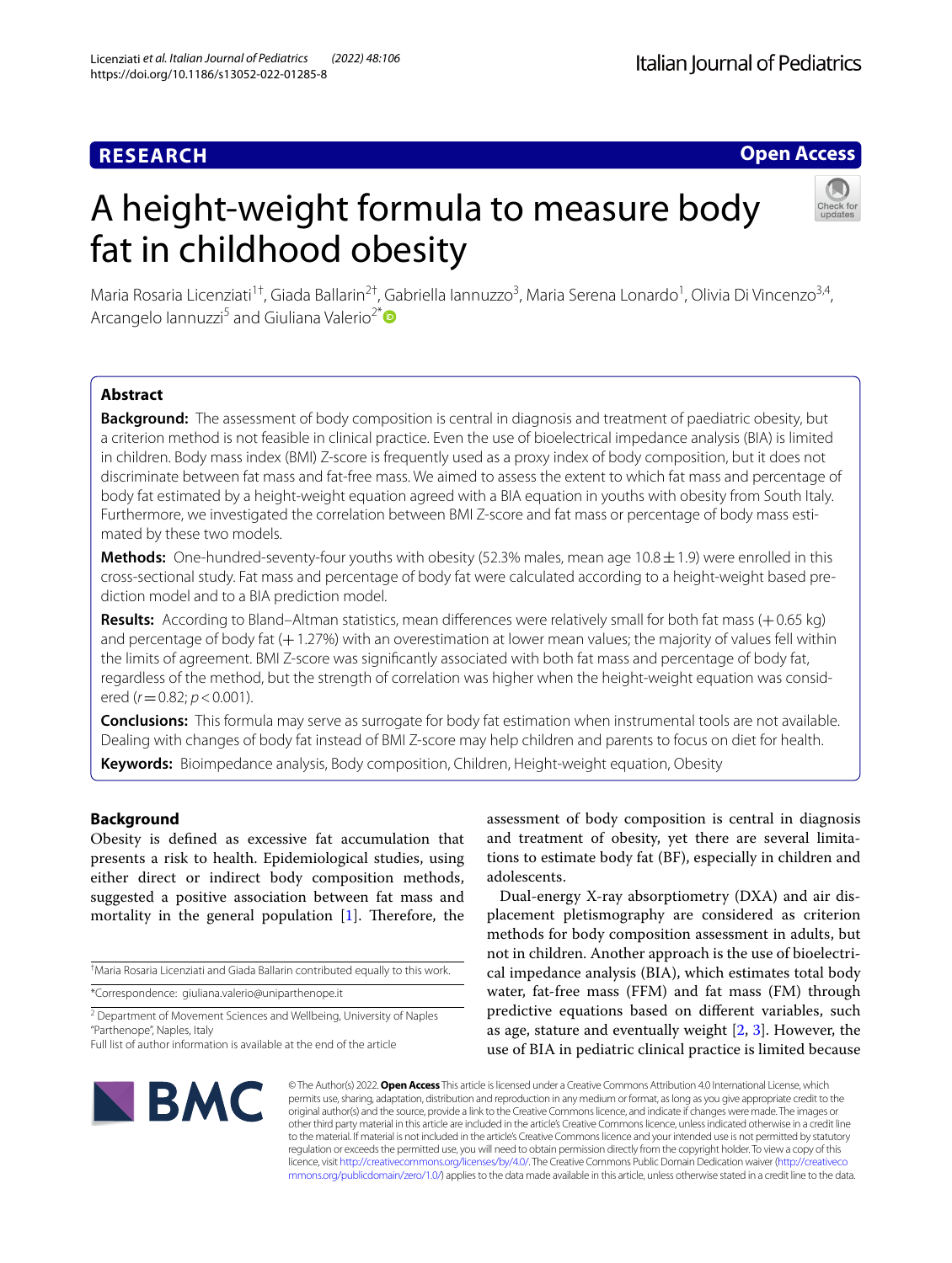RESEARCH

Open Access

# A height-weight formula to measure body fat in childhood obesity

Maria Rosaria Licenziati[1†], Giada Ballarin[2†], Gabriella Iannuzzo[3], Maria Serena Lonardo[1], Olivia Di Vincenzo[3,4], Arcangelo Iannuzzi[5] and Giuliana Valerio[2*]

## Abstract

**Background:** The assessment of body composition is central in diagnosis and treatment of paediatric obesity, but a criterion method is not feasible in clinical practice. Even the use of bioelectrical impedance analysis (BIA) is limited in children. Body mass index (BMI) Z-score is frequently used as a proxy index of body composition, but it does not discriminate between fat mass and fat-free mass. We aimed to assess the extent to which fat mass and percentage of body fat estimated by a height-weight equation agreed with a BIA equation in youths with obesity from South Italy. Furthermore, we investigated the correlation between BMI Z-score and fat mass or percentage of body mass estimated by these two models.

**Methods:** One-hundred-seventy-four youths with obesity (52.3% males, mean age 10.8 ± 1.9) were enrolled in this cross-sectional study. Fat mass and percentage of body fat were calculated according to a height-weight based prediction model and to a BIA prediction model.

**Results:** According to Bland–Altman statistics, mean differences were relatively small for both fat mass (+0.65 kg) and percentage of body fat (+1.27%) with an overestimation at lower mean values; the majority of values fell within the limits of agreement. BMI Z-score was significantly associated with both fat mass and percentage of body fat, regardless of the method, but the strength of correlation was higher when the height-weight equation was considered ($r = 0.82$; $p < 0.001$).

**Conclusions:** This formula may serve as surrogate for body fat estimation when instrumental tools are not available. Dealing with changes of body fat instead of BMI Z-score may help children and parents to focus on diet for health.

**Keywords:** Bioimpedance analysis, Body composition, Children, Height-weight equation, Obesity

## Background

Obesity is defined as excessive fat accumulation that presents a risk to health. Epidemiological studies, using either direct or indirect body composition methods, suggested a positive association between fat mass and mortality in the general population [1]. Therefore, the assessment of body composition is central in diagnosis and treatment of obesity, yet there are several limitations to estimate body fat (BF), especially in children and adolescents.

Dual-energy X-ray absorptiometry (DXA) and air displacement pletismography are considered as criterion methods for body composition assessment in adults, but not in children. Another approach is the use of bioelectrical impedance analysis (BIA), which estimates total body water, fat-free mass (FFM) and fat mass (FM) through predictive equations based on different variables, such as age, stature and eventually weight [2, 3]. However, the use of BIA in pediatric clinical practice is limited because

†Maria Rosaria Licenziati and Giada Ballarin contributed equally to this work.

*Correspondence: giuliana.valerio@uniparthenope.it

[2] Department of Movement Sciences and Wellbeing, University of Naples "Parthenope", Naples, Italy

Full list of author information is available at the end of the article

© The Author(s) 2022. **Open Access** This article is licensed under a Creative Commons Attribution 4.0 International License, which permits use, sharing, adaptation, distribution and reproduction in any medium or format, as long as you give appropriate credit to the original author(s) and the source, provide a link to the Creative Commons licence, and indicate if changes were made. The images or other third party material in this article are included in the article's Creative Commons licence, unless indicated otherwise in a credit line to the material. If material is not included in the article's Creative Commons licence and your intended use is not permitted by statutory regulation or exceeds the permitted use, you will need to obtain permission directly from the copyright holder. To view a copy of this licence, visit http://creativecommons.org/licenses/by/4.0/. The Creative Commons Public Domain Dedication waiver (http://creativecommons.org/publicdomain/zero/1.0/) applies to the data made available in this article, unless otherwise stated in a credit line to the data.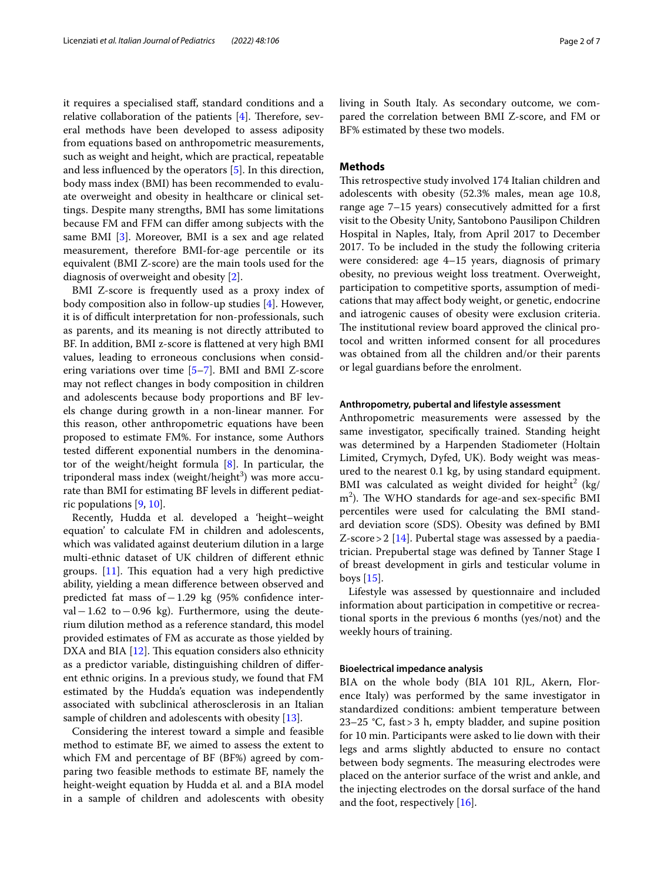it requires a specialised staff, standard conditions and a relative collaboration of the patients [4]. Therefore, several methods have been developed to assess adiposity from equations based on anthropometric measurements, such as weight and height, which are practical, repeatable and less influenced by the operators [5]. In this direction, body mass index (BMI) has been recommended to evaluate overweight and obesity in healthcare or clinical settings. Despite many strengths, BMI has some limitations because FM and FFM can differ among subjects with the same BMI [3]. Moreover, BMI is a sex and age related measurement, therefore BMI-for-age percentile or its equivalent (BMI Z-score) are the main tools used for the diagnosis of overweight and obesity [2].

BMI Z-score is frequently used as a proxy index of body composition also in follow-up studies [4]. However, it is of difficult interpretation for non-professionals, such as parents, and its meaning is not directly attributed to BF. In addition, BMI z-score is flattened at very high BMI values, leading to erroneous conclusions when considering variations over time [5–7]. BMI and BMI Z-score may not reflect changes in body composition in children and adolescents because body proportions and BF levels change during growth in a non-linear manner. For this reason, other anthropometric equations have been proposed to estimate FM%. For instance, some Authors tested different exponential numbers in the denominator of the weight/height formula [8]. In particular, the triponderal mass index (weight/height$^3$) was more accurate than BMI for estimating BF levels in different pediatric populations [9, 10].

Recently, Hudda et al. developed a 'height–weight equation' to calculate FM in children and adolescents, which was validated against deuterium dilution in a large multi-ethnic dataset of UK children of different ethnic groups. [11]. This equation had a very high predictive ability, yielding a mean difference between observed and predicted fat mass of −1.29 kg (95% confidence interval −1.62 to −0.96 kg). Furthermore, using the deuterium dilution method as a reference standard, this model provided estimates of FM as accurate as those yielded by DXA and BIA [12]. This equation considers also ethnicity as a predictor variable, distinguishing children of different ethnic origins. In a previous study, we found that FM estimated by the Hudda's equation was independently associated with subclinical atherosclerosis in an Italian sample of children and adolescents with obesity [13].

Considering the interest toward a simple and feasible method to estimate BF, we aimed to assess the extent to which FM and percentage of BF (BF%) agreed by comparing two feasible methods to estimate BF, namely the height-weight equation by Hudda et al. and a BIA model in a sample of children and adolescents with obesity living in South Italy. As secondary outcome, we compared the correlation between BMI Z-score, and FM or BF% estimated by these two models.

## Methods

This retrospective study involved 174 Italian children and adolescents with obesity (52.3% males, mean age 10.8, range age 7–15 years) consecutively admitted for a first visit to the Obesity Unity, Santobono Pausilipon Children Hospital in Naples, Italy, from April 2017 to December 2017. To be included in the study the following criteria were considered: age 4–15 years, diagnosis of primary obesity, no previous weight loss treatment. Overweight, participation to competitive sports, assumption of medications that may affect body weight, or genetic, endocrine and iatrogenic causes of obesity were exclusion criteria. The institutional review board approved the clinical protocol and written informed consent for all procedures was obtained from all the children and/or their parents or legal guardians before the enrolment.

### Anthropometry, pubertal and lifestyle assessment

Anthropometric measurements were assessed by the same investigator, specifically trained. Standing height was determined by a Harpenden Stadiometer (Holtain Limited, Crymych, Dyfed, UK). Body weight was measured to the nearest 0.1 kg, by using standard equipment. BMI was calculated as weight divided for height$^2$ (kg/m$^2$). The WHO standards for age-and sex-specific BMI percentiles were used for calculating the BMI standard deviation score (SDS). Obesity was defined by BMI Z-score > 2 [14]. Pubertal stage was assessed by a paediatrician. Prepubertal stage was defined by Tanner Stage I of breast development in girls and testicular volume in boys [15].

Lifestyle was assessed by questionnaire and included information about participation in competitive or recreational sports in the previous 6 months (yes/not) and the weekly hours of training.

### Bioelectrical impedance analysis

BIA on the whole body (BIA 101 RJL, Akern, Florence Italy) was performed by the same investigator in standardized conditions: ambient temperature between 23–25 °C, fast > 3 h, empty bladder, and supine position for 10 min. Participants were asked to lie down with their legs and arms slightly abducted to ensure no contact between body segments. The measuring electrodes were placed on the anterior surface of the wrist and ankle, and the injecting electrodes on the dorsal surface of the hand and the foot, respectively [16].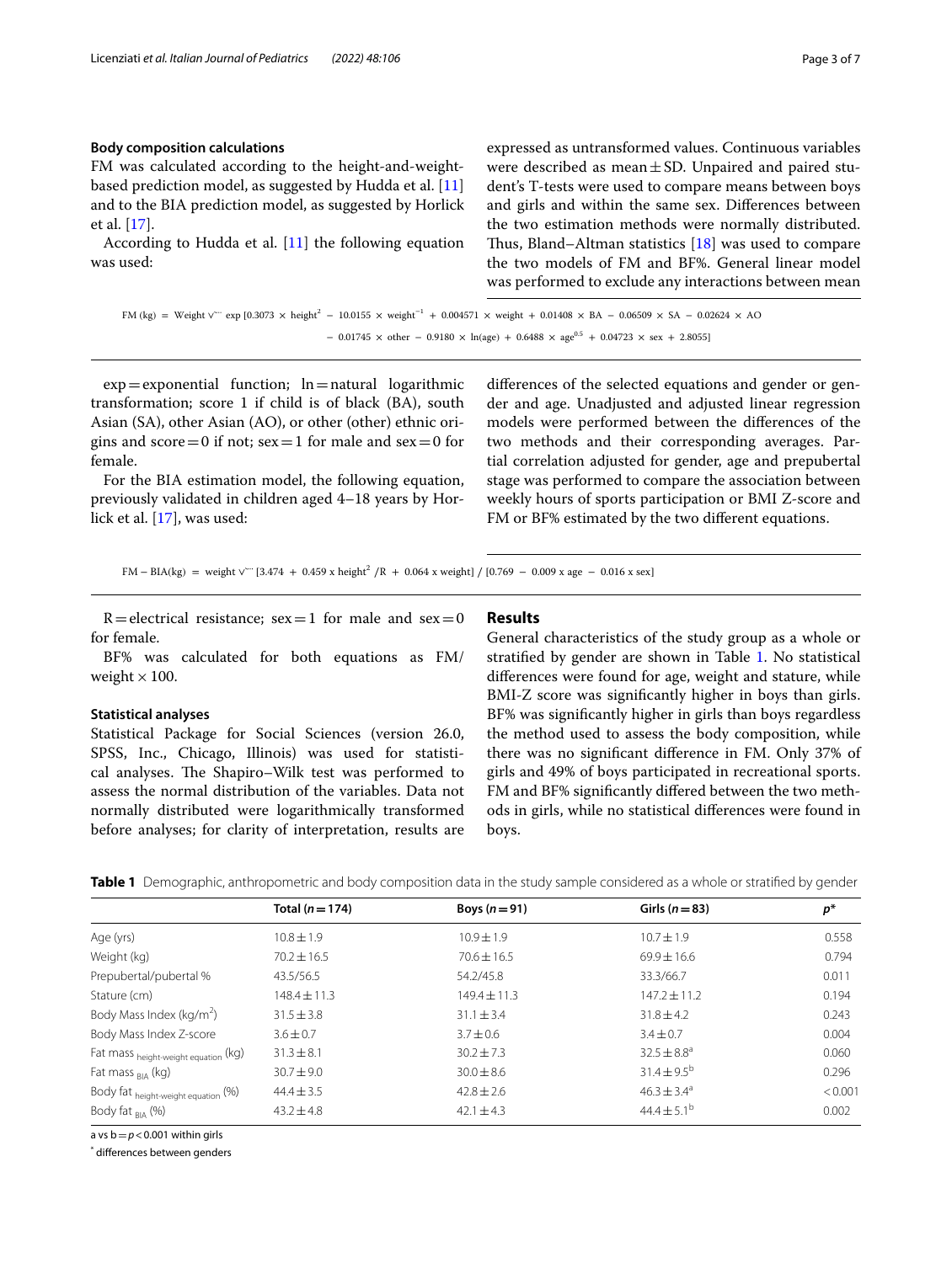### Body composition calculations

FM was calculated according to the height-and-weight-based prediction model, as suggested by Hudda et al. [11] and to the BIA prediction model, as suggested by Horlick et al. [17].

According to Hudda et al. [11] the following equation was used:

$$FM\ (kg) = Weight \vee^{...} \exp[0.3073 \times height^2 - 10.0155 \times weight^{-1} + 0.004571 \times weight + 0.01408 \times BA - 0.06509 \times SA - 0.02624 \times AO - 0.01745 \times other - 0.9180 \times \ln(age) + 0.6488 \times age^{0.5} + 0.04723 \times sex + 2.8055]$$

exp = exponential function; ln = natural logarithmic transformation; score 1 if child is of black (BA), south Asian (SA), other Asian (AO), or other (other) ethnic origins and score = 0 if not; sex = 1 for male and sex = 0 for female.

For the BIA estimation model, the following equation, previously validated in children aged 4–18 years by Horlick et al. [17], was used:

$$FM - BIA(kg) = weight \vee^{...} [3.474 + 0.459 \times height^2 / R + 0.064 \times weight] / [0.769 - 0.009 \times age - 0.016 \times sex]$$

R = electrical resistance; sex = 1 for male and sex = 0 for female.

BF% was calculated for both equations as FM/weight × 100.

### Statistical analyses

Statistical Package for Social Sciences (version 26.0, SPSS, Inc., Chicago, Illinois) was used for statistical analyses. The Shapiro–Wilk test was performed to assess the normal distribution of the variables. Data not normally distributed were logarithmically transformed before analyses; for clarity of interpretation, results are expressed as untransformed values. Continuous variables were described as mean ± SD. Unpaired and paired student's T-tests were used to compare means between boys and girls and within the same sex. Differences between the two estimation methods were normally distributed. Thus, Bland–Altman statistics [18] was used to compare the two models of FM and BF%. General linear model was performed to exclude any interactions between mean differences of the selected equations and gender or gender and age. Unadjusted and adjusted linear regression models were performed between the differences of the two methods and their corresponding averages. Partial correlation adjusted for gender, age and prepubertal stage was performed to compare the association between weekly hours of sports participation or BMI Z-score and FM or BF% estimated by the two different equations.

## Results

General characteristics of the study group as a whole or stratified by gender are shown in Table 1. No statistical differences were found for age, weight and stature, while BMI-Z score was significantly higher in boys than girls. BF% was significantly higher in girls than boys regardless the method used to assess the body composition, while there was no significant difference in FM. Only 37% of girls and 49% of boys participated in recreational sports. FM and BF% significantly differed between the two methods in girls, while no statistical differences were found in boys.

**Table 1** Demographic, anthropometric and body composition data in the study sample considered as a whole or stratified by gender

| | Total ($n = 174$) | Boys ($n = 91$) | Girls ($n = 83$) | $p$* |
|---|---|---|---|---|
| Age (yrs) | 10.8 ± 1.9 | 10.9 ± 1.9 | 10.7 ± 1.9 | 0.558 |
| Weight (kg) | 70.2 ± 16.5 | 70.6 ± 16.5 | 69.9 ± 16.6 | 0.794 |
| Prepubertal/pubertal % | 43.5/56.5 | 54.2/45.8 | 33.3/66.7 | 0.011 |
| Stature (cm) | 148.4 ± 11.3 | 149.4 ± 11.3 | 147.2 ± 11.2 | 0.194 |
| Body Mass Index (kg/m$^2$) | 31.5 ± 3.8 | 31.1 ± 3.4 | 31.8 ± 4.2 | 0.243 |
| Body Mass Index Z-score | 3.6 ± 0.7 | 3.7 ± 0.6 | 3.4 ± 0.7 | 0.004 |
| Fat mass $_{\text{height-weight equation}}$ (kg) | 31.3 ± 8.1 | 30.2 ± 7.3 | 32.5 ± 8.8$^a$ | 0.060 |
| Fat mass $_{\text{BIA}}$ (kg) | 30.7 ± 9.0 | 30.0 ± 8.6 | 31.4 ± 9.5$^b$ | 0.296 |
| Body fat $_{\text{height-weight equation}}$ (%) | 44.4 ± 3.5 | 42.8 ± 2.6 | 46.3 ± 3.4$^a$ | < 0.001 |
| Body fat $_{\text{BIA}}$ (%) | 43.2 ± 4.8 | 42.1 ± 4.3 | 44.4 ± 5.1$^b$ | 0.002 |

a vs b = $p < 0.001$ within girls

* differences between genders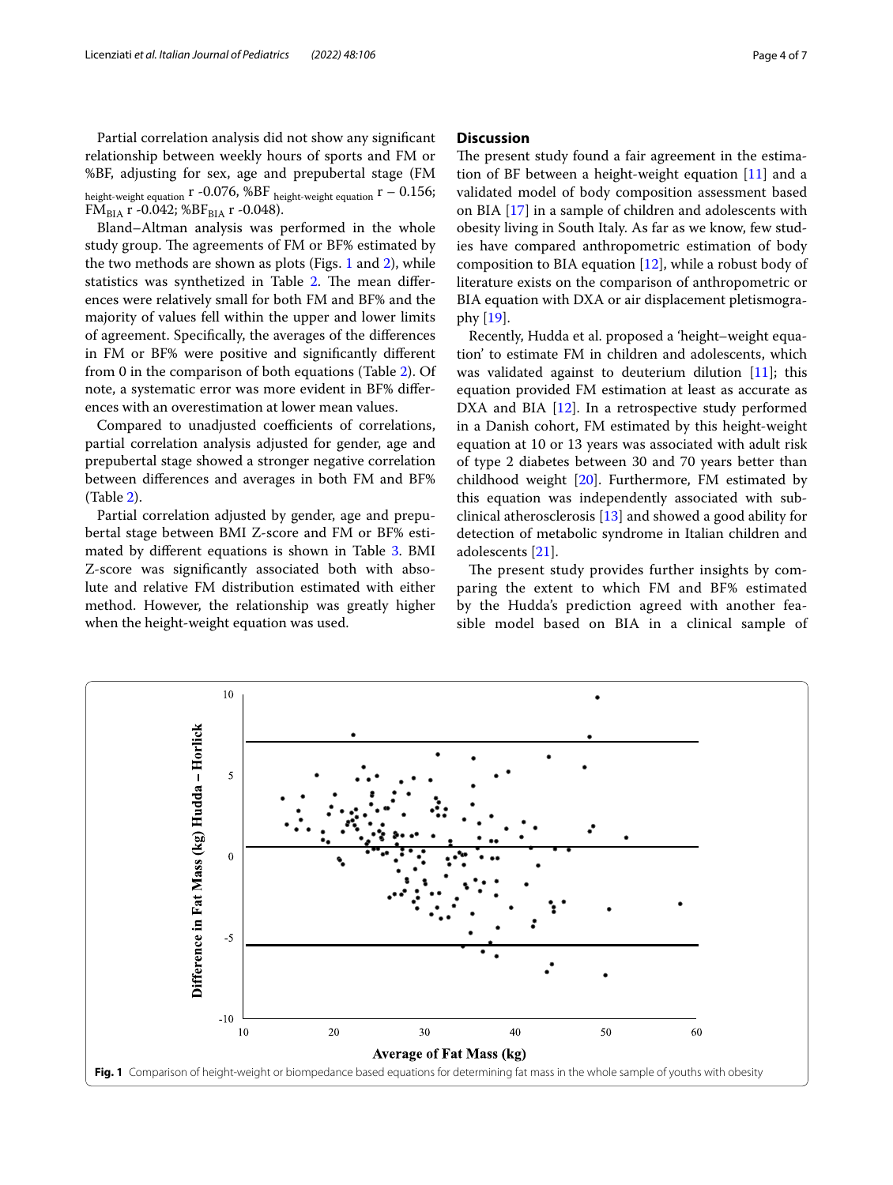Partial correlation analysis did not show any significant relationship between weekly hours of sports and FM or %BF, adjusting for sex, age and prepubertal stage ($FM_{\text{height-weight equation}}$ r -0.076, $\%BF_{\text{height-weight equation}}$ r – 0.156; $FM_{BIA}$ r -0.042; $\%BF_{BIA}$ r -0.048).

Bland–Altman analysis was performed in the whole study group. The agreements of FM or BF% estimated by the two methods are shown as plots (Figs. 1 and 2), while statistics was synthetized in Table 2. The mean differences were relatively small for both FM and BF% and the majority of values fell within the upper and lower limits of agreement. Specifically, the averages of the differences in FM or BF% were positive and significantly different from 0 in the comparison of both equations (Table 2). Of note, a systematic error was more evident in BF% differences with an overestimation at lower mean values.

Compared to unadjusted coefficients of correlations, partial correlation analysis adjusted for gender, age and prepubertal stage showed a stronger negative correlation between differences and averages in both FM and BF% (Table 2).

Partial correlation adjusted by gender, age and prepubertal stage between BMI Z-score and FM or BF% estimated by different equations is shown in Table 3. BMI Z-score was significantly associated both with absolute and relative FM distribution estimated with either method. However, the relationship was greatly higher when the height-weight equation was used.

## Discussion

The present study found a fair agreement in the estimation of BF between a height-weight equation [11] and a validated model of body composition assessment based on BIA [17] in a sample of children and adolescents with obesity living in South Italy. As far as we know, few studies have compared anthropometric estimation of body composition to BIA equation [12], while a robust body of literature exists on the comparison of anthropometric or BIA equation with DXA or air displacement pletismography [19].

Recently, Hudda et al. proposed a 'height–weight equation' to estimate FM in children and adolescents, which was validated against to deuterium dilution [11]; this equation provided FM estimation at least as accurate as DXA and BIA [12]. In a retrospective study performed in a Danish cohort, FM estimated by this height-weight equation at 10 or 13 years was associated with adult risk of type 2 diabetes between 30 and 70 years better than childhood weight [20]. Furthermore, FM estimated by this equation was independently associated with subclinical atherosclerosis [13] and showed a good ability for detection of metabolic syndrome in Italian children and adolescents [21].

The present study provides further insights by comparing the extent to which FM and BF% estimated by the Hudda's prediction agreed with another feasible model based on BIA in a clinical sample of

Difference in Fat Mass (kg) Hudda – Horlick
10
5
0
-5
-10
10
20
30
40
50
60
Average of Fat Mass (kg)

**Fig. 1** Comparison of height-weight or biompedance based equations for determining fat mass in the whole sample of youths with obesity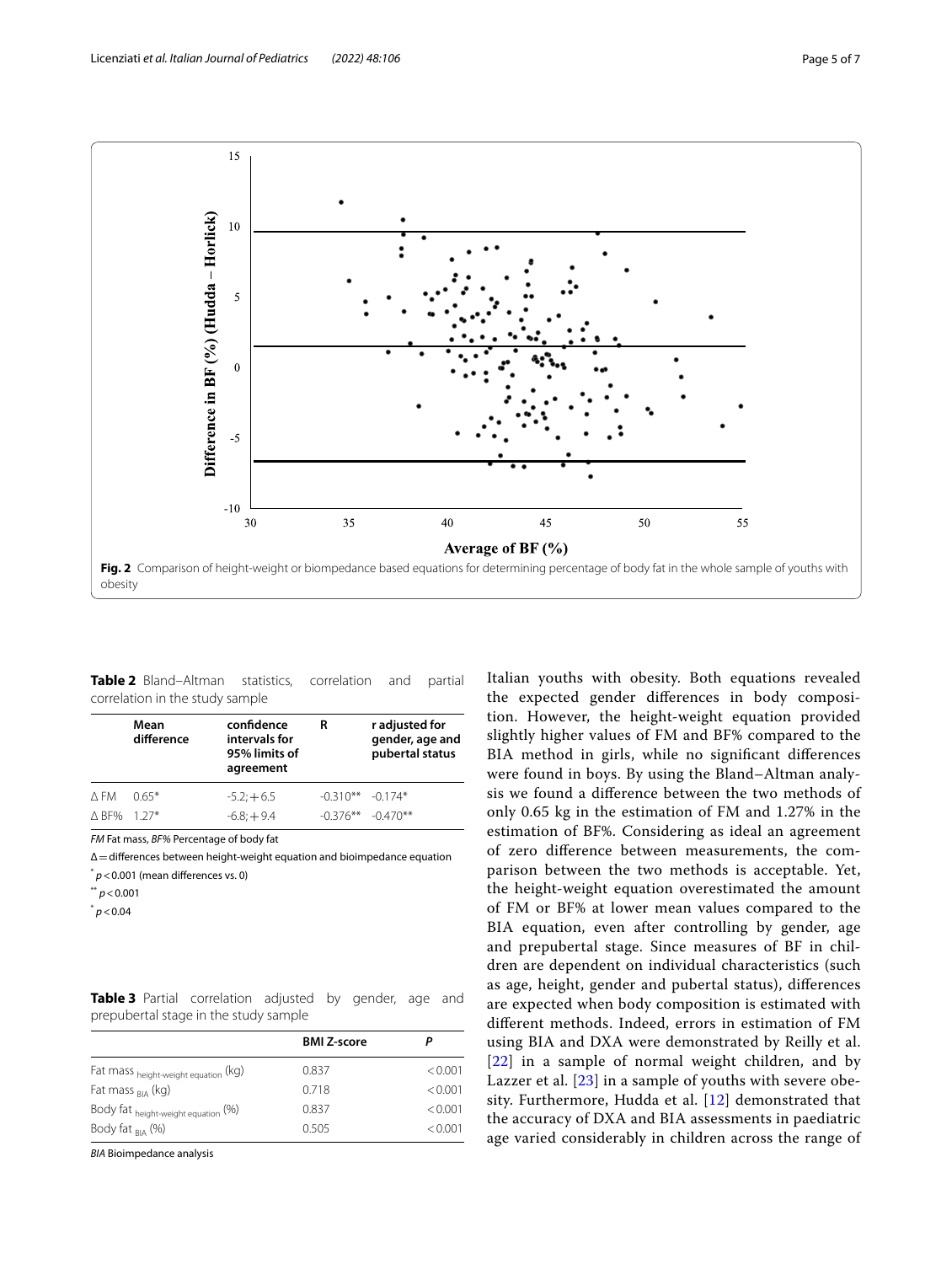15

10

5

0

-5

-10

30 35 40 45 50 55

Difference in BF (%) (Hudda – Horlick)

Average of BF (%)

**Fig. 2** Comparison of height-weight or biompedance based equations for determining percentage of body fat in the whole sample of youths with obesity

**Table 2** Bland–Altman statistics, correlation and partial correlation in the study sample

| | Mean difference | confidence intervals for 95% limits of agreement | R | r adjusted for gender, age and pubertal status |
|---|---|---|---|---|
| Δ FM | 0.65* | -5.2; +6.5 | -0.310** | -0.174* |
| Δ BF% | 1.27* | -6.8; +9.4 | -0.376** | -0.470** |

*FM* Fat mass, *BF%* Percentage of body fat

Δ = differences between height-weight equation and bioimpedance equation

* $p < 0.001$ (mean differences vs. 0)

** $p < 0.001$

* $p < 0.04$

**Table 3** Partial correlation adjusted by gender, age and prepubertal stage in the study sample

| | BMI Z-score | P |
|---|---|---|
| Fat mass $_{\text{height-weight equation}}$ (kg) | 0.837 | < 0.001 |
| Fat mass $_{\text{BIA}}$ (kg) | 0.718 | < 0.001 |
| Body fat $_{\text{height-weight equation}}$ (%) | 0.837 | < 0.001 |
| Body fat $_{\text{BIA}}$ (%) | 0.505 | < 0.001 |

*BIA* Bioimpedance analysis

Italian youths with obesity. Both equations revealed the expected gender differences in body composition. However, the height-weight equation provided slightly higher values of FM and BF% compared to the BIA method in girls, while no significant differences were found in boys. By using the Bland–Altman analysis we found a difference between the two methods of only 0.65 kg in the estimation of FM and 1.27% in the estimation of BF%. Considering as ideal an agreement of zero difference between measurements, the comparison between the two methods is acceptable. Yet, the height-weight equation overestimated the amount of FM or BF% at lower mean values compared to the BIA equation, even after controlling by gender, age and prepubertal stage. Since measures of BF in children are dependent on individual characteristics (such as age, height, gender and pubertal status), differences are expected when body composition is estimated with different methods. Indeed, errors in estimation of FM using BIA and DXA were demonstrated by Reilly et al. [22] in a sample of normal weight children, and by Lazzer et al. [23] in a sample of youths with severe obesity. Furthermore, Hudda et al. [12] demonstrated that the accuracy of DXA and BIA assessments in paediatric age varied considerably in children across the range of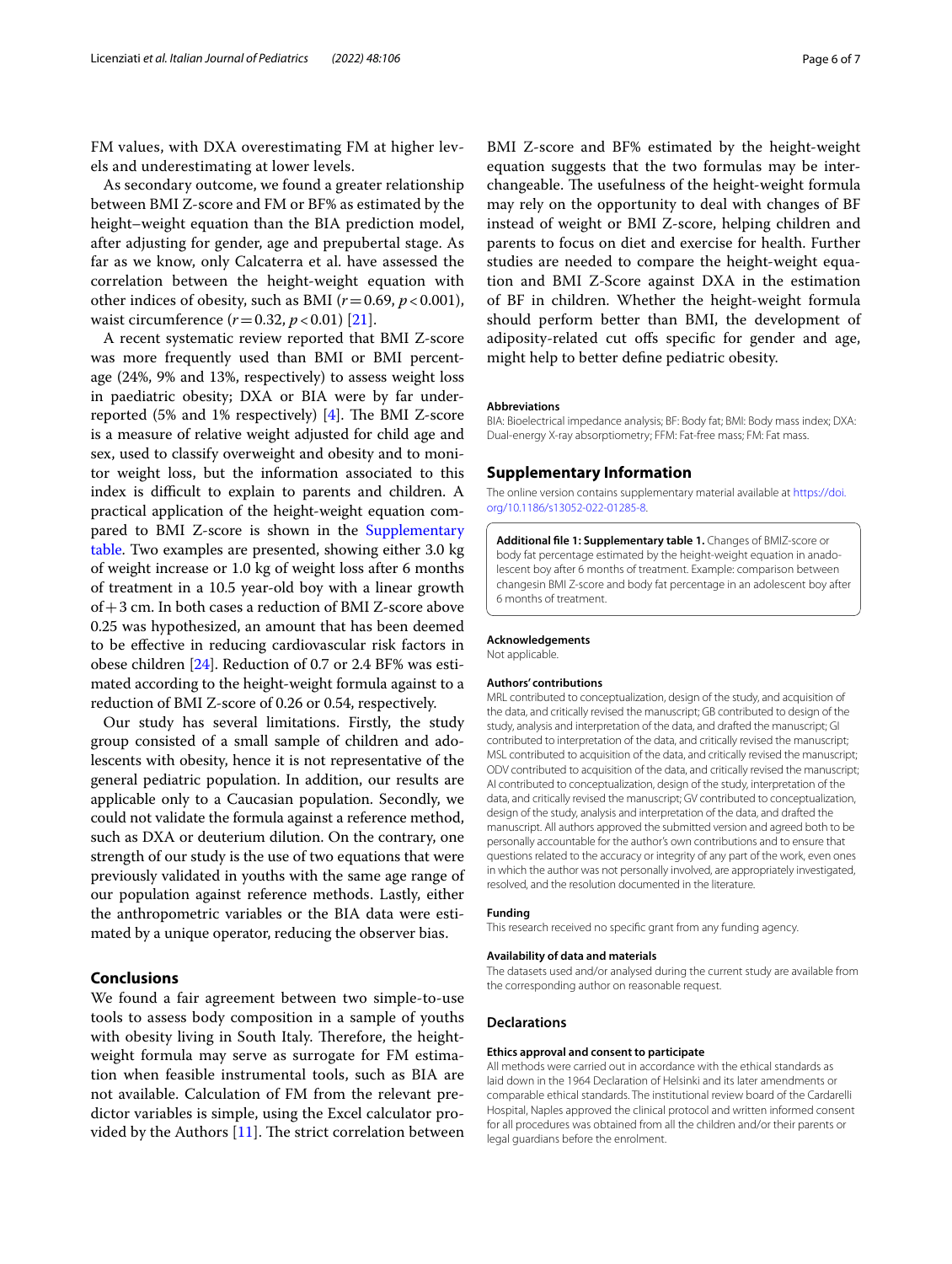FM values, with DXA overestimating FM at higher levels and underestimating at lower levels.

As secondary outcome, we found a greater relationship between BMI Z-score and FM or BF% as estimated by the height–weight equation than the BIA prediction model, after adjusting for gender, age and prepubertal stage. As far as we know, only Calcaterra et al. have assessed the correlation between the height-weight equation with other indices of obesity, such as BMI ($r = 0.69$, $p < 0.001$), waist circumference ($r = 0.32$, $p < 0.01$) [21].

A recent systematic review reported that BMI Z-score was more frequently used than BMI or BMI percentage (24%, 9% and 13%, respectively) to assess weight loss in paediatric obesity; DXA or BIA were by far under-reported (5% and 1% respectively) [4]. The BMI Z-score is a measure of relative weight adjusted for child age and sex, used to classify overweight and obesity and to monitor weight loss, but the information associated to this index is difficult to explain to parents and children. A practical application of the height-weight equation compared to BMI Z-score is shown in the Supplementary table. Two examples are presented, showing either 3.0 kg of weight increase or 1.0 kg of weight loss after 6 months of treatment in a 10.5 year-old boy with a linear growth of + 3 cm. In both cases a reduction of BMI Z-score above 0.25 was hypothesized, an amount that has been deemed to be effective in reducing cardiovascular risk factors in obese children [24]. Reduction of 0.7 or 2.4 BF% was estimated according to the height-weight formula against to a reduction of BMI Z-score of 0.26 or 0.54, respectively.

Our study has several limitations. Firstly, the study group consisted of a small sample of children and adolescents with obesity, hence it is not representative of the general pediatric population. In addition, our results are applicable only to a Caucasian population. Secondly, we could not validate the formula against a reference method, such as DXA or deuterium dilution. On the contrary, one strength of our study is the use of two equations that were previously validated in youths with the same age range of our population against reference methods. Lastly, either the anthropometric variables or the BIA data were estimated by a unique operator, reducing the observer bias.

## Conclusions

We found a fair agreement between two simple-to-use tools to assess body composition in a sample of youths with obesity living in South Italy. Therefore, the height-weight formula may serve as surrogate for FM estimation when feasible instrumental tools, such as BIA are not available. Calculation of FM from the relevant predictor variables is simple, using the Excel calculator provided by the Authors [11]. The strict correlation between BMI Z-score and BF% estimated by the height-weight equation suggests that the two formulas may be interchangeable. The usefulness of the height-weight formula may rely on the opportunity to deal with changes of BF instead of weight or BMI Z-score, helping children and parents to focus on diet and exercise for health. Further studies are needed to compare the height-weight equation and BMI Z-Score against DXA in the estimation of BF in children. Whether the height-weight formula should perform better than BMI, the development of adiposity-related cut offs specific for gender and age, might help to better define pediatric obesity.

#### Abbreviations

BIA: Bioelectrical impedance analysis; BF: Body fat; BMI: Body mass index; DXA: Dual-energy X-ray absorptiometry; FFM: Fat-free mass; FM: Fat mass.

## Supplementary Information

The online version contains supplementary material available at https://doi.org/10.1186/s13052-022-01285-8.

**Additional file 1: Supplementary table 1.** Changes of BMIZ-score or body fat percentage estimated by the height-weight equation in anadolescent boy after 6 months of treatment. Example: comparison between changesin BMI Z-score and body fat percentage in an adolescent boy after 6 months of treatment.

#### Acknowledgements

Not applicable.

#### Authors' contributions

MRL contributed to conceptualization, design of the study, and acquisition of the data, and critically revised the manuscript; GB contributed to design of the study, analysis and interpretation of the data, and drafted the manuscript; GI contributed to interpretation of the data, and critically revised the manuscript; MSL contributed to acquisition of the data, and critically revised the manuscript; ODV contributed to acquisition of the data, and critically revised the manuscript; AI contributed to conceptualization, design of the study, interpretation of the data, and critically revised the manuscript; GV contributed to conceptualization, design of the study, analysis and interpretation of the data, and drafted the manuscript. All authors approved the submitted version and agreed both to be personally accountable for the author's own contributions and to ensure that questions related to the accuracy or integrity of any part of the work, even ones in which the author was not personally involved, are appropriately investigated, resolved, and the resolution documented in the literature.

#### Funding

This research received no specific grant from any funding agency.

#### Availability of data and materials

The datasets used and/or analysed during the current study are available from the corresponding author on reasonable request.

## Declarations

#### Ethics approval and consent to participate

All methods were carried out in accordance with the ethical standards as laid down in the 1964 Declaration of Helsinki and its later amendments or comparable ethical standards. The institutional review board of the Cardarelli Hospital, Naples approved the clinical protocol and written informed consent for all procedures was obtained from all the children and/or their parents or legal guardians before the enrolment.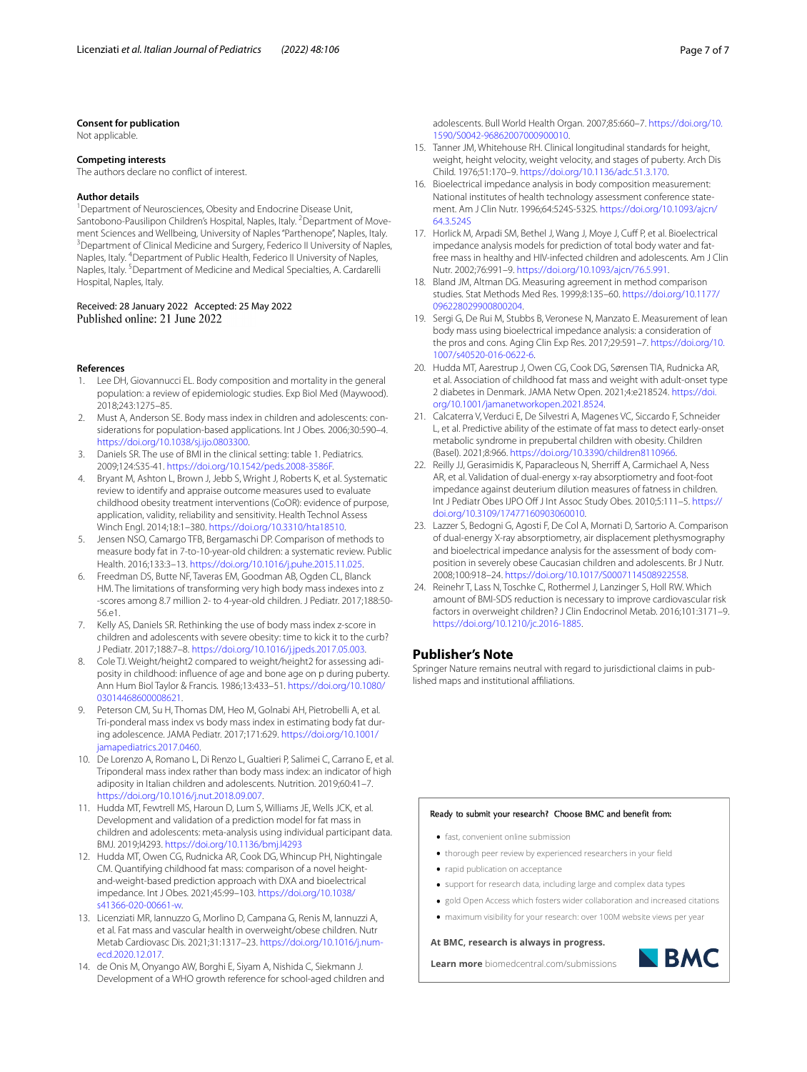### Consent for publication

Not applicable.

### Competing interests

The authors declare no conflict of interest.

### Author details

[1]Department of Neurosciences, Obesity and Endocrine Disease Unit, Santobono-Pausilipon Children's Hospital, Naples, Italy. [2]Department of Movement Sciences and Wellbeing, University of Naples "Parthenope", Naples, Italy. [3]Department of Clinical Medicine and Surgery, Federico II University of Naples, Naples, Italy. [4]Department of Public Health, Federico II University of Naples, Naples, Italy. [5]Department of Medicine and Medical Specialties, A. Cardarelli Hospital, Naples, Italy.

Received: 28 January 2022 Accepted: 25 May 2022
Published online: 21 June 2022

## References

1. Lee DH, Giovannucci EL. Body composition and mortality in the general population: a review of epidemiologic studies. Exp Biol Med (Maywood). 2018;243:1275–85.
2. Must A, Anderson SE. Body mass index in children and adolescents: considerations for population-based applications. Int J Obes. 2006;30:590–4. https://doi.org/10.1038/sj.ijo.0803300.
3. Daniels SR. The use of BMI in the clinical setting: table 1. Pediatrics. 2009;124:S35-41. https://doi.org/10.1542/peds.2008-3586F.
4. Bryant M, Ashton L, Brown J, Jebb S, Wright J, Roberts K, et al. Systematic review to identify and appraise outcome measures used to evaluate childhood obesity treatment interventions (CoOR): evidence of purpose, application, validity, reliability and sensitivity. Health Technol Assess Winch Engl. 2014;18:1–380. https://doi.org/10.3310/hta18510.
5. Jensen NSO, Camargo TFB, Bergamaschi DP. Comparison of methods to measure body fat in 7-to-10-year-old children: a systematic review. Public Health. 2016;133:3–13. https://doi.org/10.1016/j.puhe.2015.11.025.
6. Freedman DS, Butte NF, Taveras EM, Goodman AB, Ogden CL, Blanck HM. The limitations of transforming very high body mass indexes into z -scores among 8.7 million 2- to 4-year-old children. J Pediatr. 2017;188:50-56.e1.
7. Kelly AS, Daniels SR. Rethinking the use of body mass index z-score in children and adolescents with severe obesity: time to kick it to the curb? J Pediatr. 2017;188:7–8. https://doi.org/10.1016/j.jpeds.2017.05.003.
8. Cole TJ. Weight/height2 compared to weight/height2 for assessing adiposity in childhood: influence of age and bone age on p during puberty. Ann Hum Biol Taylor & Francis. 1986;13:433–51. https://doi.org/10.1080/03014468600008621.
9. Peterson CM, Su H, Thomas DM, Heo M, Golnabi AH, Pietrobelli A, et al. Tri-ponderal mass index vs body mass index in estimating body fat during adolescence. JAMA Pediatr. 2017;171:629. https://doi.org/10.1001/jamapediatrics.2017.0460.
10. De Lorenzo A, Romano L, Di Renzo L, Gualtieri P, Salimei C, Carrano E, et al. Triponderal mass index rather than body mass index: an indicator of high adiposity in Italian children and adolescents. Nutrition. 2019;60:41–7. https://doi.org/10.1016/j.nut.2018.09.007.
11. Hudda MT, Fewtrell MS, Haroun D, Lum S, Williams JE, Wells JCK, et al. Development and validation of a prediction model for fat mass in children and adolescents: meta-analysis using individual participant data. BMJ. 2019;l4293. https://doi.org/10.1136/bmj.l4293
12. Hudda MT, Owen CG, Rudnicka AR, Cook DG, Whincup PH, Nightingale CM. Quantifying childhood fat mass: comparison of a novel height-and-weight-based prediction approach with DXA and bioelectrical impedance. Int J Obes. 2021;45:99–103. https://doi.org/10.1038/s41366-020-00661-w.
13. Licenziati MR, Iannuzzo G, Morlino D, Campana G, Renis M, Iannuzzi A, et al. Fat mass and vascular health in overweight/obese children. Nutr Metab Cardiovasc Dis. 2021;31:1317–23. https://doi.org/10.1016/j.numecd.2020.12.017.
14. de Onis M, Onyango AW, Borghi E, Siyam A, Nishida C, Siekmann J. Development of a WHO growth reference for school-aged children and adolescents. Bull World Health Organ. 2007;85:660–7. https://doi.org/10.1590/S0042-96862007000900010.
15. Tanner JM, Whitehouse RH. Clinical longitudinal standards for height, weight, height velocity, weight velocity, and stages of puberty. Arch Dis Child. 1976;51:170–9. https://doi.org/10.1136/adc.51.3.170.
16. Bioelectrical impedance analysis in body composition measurement: National institutes of health technology assessment conference statement. Am J Clin Nutr. 1996;64:524S-532S. https://doi.org/10.1093/ajcn/64.3.524S
17. Horlick M, Arpadi SM, Bethel J, Wang J, Moye J, Cuff P, et al. Bioelectrical impedance analysis models for prediction of total body water and fat-free mass in healthy and HIV-infected children and adolescents. Am J Clin Nutr. 2002;76:991–9. https://doi.org/10.1093/ajcn/76.5.991.
18. Bland JM, Altman DG. Measuring agreement in method comparison studies. Stat Methods Med Res. 1999;8:135–60. https://doi.org/10.1177/096228029900800204.
19. Sergi G, De Rui M, Stubbs B, Veronese N, Manzato E. Measurement of lean body mass using bioelectrical impedance analysis: a consideration of the pros and cons. Aging Clin Exp Res. 2017;29:591–7. https://doi.org/10.1007/s40520-016-0622-6.
20. Hudda MT, Aarestrup J, Owen CG, Cook DG, Sørensen TIA, Rudnicka AR, et al. Association of childhood fat mass and weight with adult-onset type 2 diabetes in Denmark. JAMA Netw Open. 2021;4:e218524. https://doi.org/10.1001/jamanetworkopen.2021.8524.
21. Calcaterra V, Verduci E, De Silvestri A, Magenes VC, Siccardo F, Schneider L, et al. Predictive ability of the estimate of fat mass to detect early-onset metabolic syndrome in prepubertal children with obesity. Children (Basel). 2021;8:966. https://doi.org/10.3390/children8110966.
22. Reilly JJ, Gerasimidis K, Paparacleous N, Sherriff A, Carmichael A, Ness AR, et al. Validation of dual-energy x-ray absorptiometry and foot-foot impedance against deuterium dilution measures of fatness in children. Int J Pediatr Obes IJPO Off J Int Assoc Study Obes. 2010;5:111–5. https://doi.org/10.3109/17477160903060010.
23. Lazzer S, Bedogni G, Agosti F, De Col A, Mornati D, Sartorio A. Comparison of dual-energy X-ray absorptiometry, air displacement plethysmography and bioelectrical impedance analysis for the assessment of body composition in severely obese Caucasian children and adolescents. Br J Nutr. 2008;100:918–24. https://doi.org/10.1017/S0007114508922558.
24. Reinehr T, Lass N, Toschke C, Rothermel J, Lanzinger S, Holl RW. Which amount of BMI-SDS reduction is necessary to improve cardiovascular risk factors in overweight children? J Clin Endocrinol Metab. 2016;101:3171–9. https://doi.org/10.1210/jc.2016-1885.

## Publisher's Note

Springer Nature remains neutral with regard to jurisdictional claims in published maps and institutional affiliations.

Ready to submit your research? Choose BMC and benefit from:

- fast, convenient online submission
- thorough peer review by experienced researchers in your field
- rapid publication on acceptance
- support for research data, including large and complex data types
- gold Open Access which fosters wider collaboration and increased citations
- maximum visibility for your research: over 100M website views per year

**At BMC, research is always in progress.**

**Learn more** biomedcentral.com/submissions

BMC